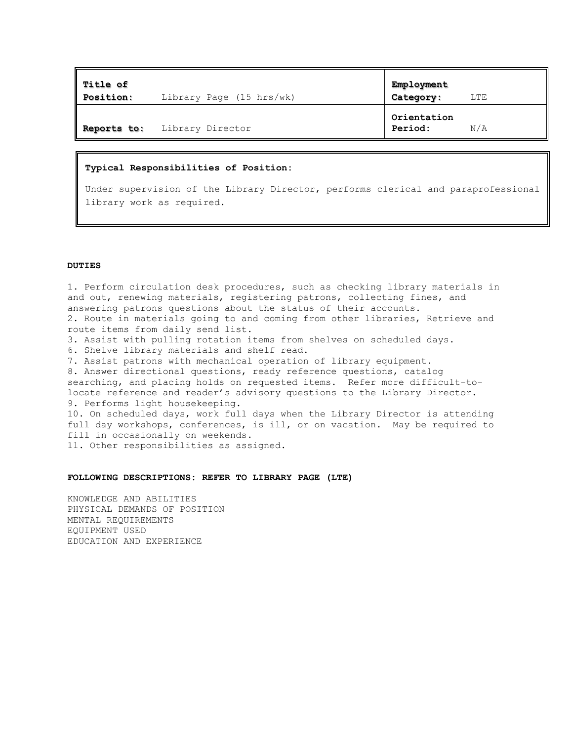| **Title of Position:** | Library Page (15 hrs/wk) | **Employment Category:** | LTE |
|---|---|---|---|
| **Reports to:** | Library Director | **Orientation Period:** | N/A |

**Typical Responsibilities of Position:**

Under supervision of the Library Director, performs clerical and paraprofessional library work as required.

**DUTIES**

1. Perform circulation desk procedures, such as checking library materials in and out, renewing materials, registering patrons, collecting fines, and answering patrons questions about the status of their accounts.
2. Route in materials going to and coming from other libraries, Retrieve and route items from daily send list.
3. Assist with pulling rotation items from shelves on scheduled days.
6. Shelve library materials and shelf read.
7. Assist patrons with mechanical operation of library equipment.
8. Answer directional questions, ready reference questions, catalog searching, and placing holds on requested items. Refer more difficult-to-locate reference and reader's advisory questions to the Library Director.
9. Performs light housekeeping.
10. On scheduled days, work full days when the Library Director is attending full day workshops, conferences, is ill, or on vacation. May be required to fill in occasionally on weekends.
11. Other responsibilities as assigned.

**FOLLOWING DESCRIPTIONS: REFER TO LIBRARY PAGE (LTE)**

KNOWLEDGE AND ABILITIES
PHYSICAL DEMANDS OF POSITION
MENTAL REQUIREMENTS
EQUIPMENT USED
EDUCATION AND EXPERIENCE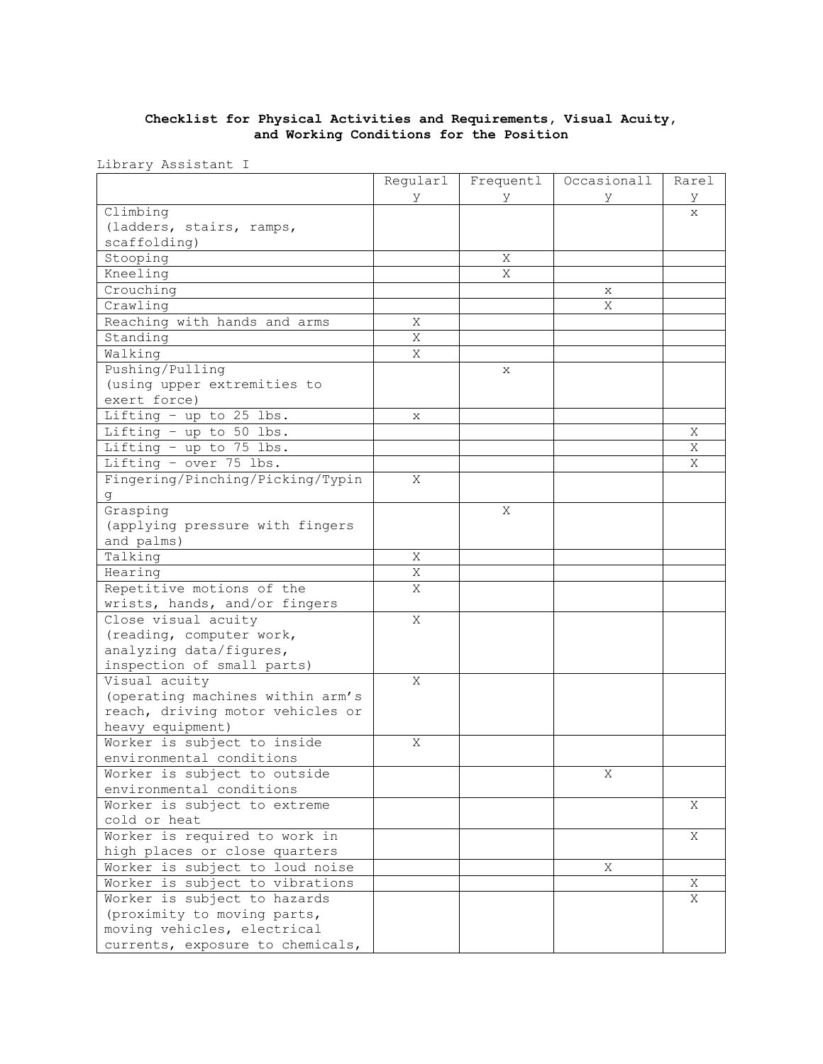**Checklist for Physical Activities and Requirements, Visual Acuity, and Working Conditions for the Position**

Library Assistant I

| | Regularly | Frequently | Occasionally | Rarely |
|---|---|---|---|---|
| Climbing (ladders, stairs, ramps, scaffolding) | | | | x |
| Stooping | | X | | |
| Kneeling | | X | | |
| Crouching | | | x | |
| Crawling | | | X | |
| Reaching with hands and arms | X | | | |
| Standing | X | | | |
| Walking | X | | | |
| Pushing/Pulling (using upper extremities to exert force) | | x | | |
| Lifting – up to 25 lbs. | x | | | |
| Lifting – up to 50 lbs. | | | | X |
| Lifting – up to 75 lbs. | | | | X |
| Lifting – over 75 lbs. | | | | X |
| Fingering/Pinching/Picking/Typing | X | | | |
| Grasping (applying pressure with fingers and palms) | | X | | |
| Talking | X | | | |
| Hearing | X | | | |
| Repetitive motions of the wrists, hands, and/or fingers | X | | | |
| Close visual acuity (reading, computer work, analyzing data/figures, inspection of small parts) | X | | | |
| Visual acuity (operating machines within arm's reach, driving motor vehicles or heavy equipment) | X | | | |
| Worker is subject to inside environmental conditions | X | | | |
| Worker is subject to outside environmental conditions | | | X | |
| Worker is subject to extreme cold or heat | | | | X |
| Worker is required to work in high places or close quarters | | | | X |
| Worker is subject to loud noise | | | X | |
| Worker is subject to vibrations | | | | X |
| Worker is subject to hazards (proximity to moving parts, moving vehicles, electrical currents, exposure to chemicals, | | | | X |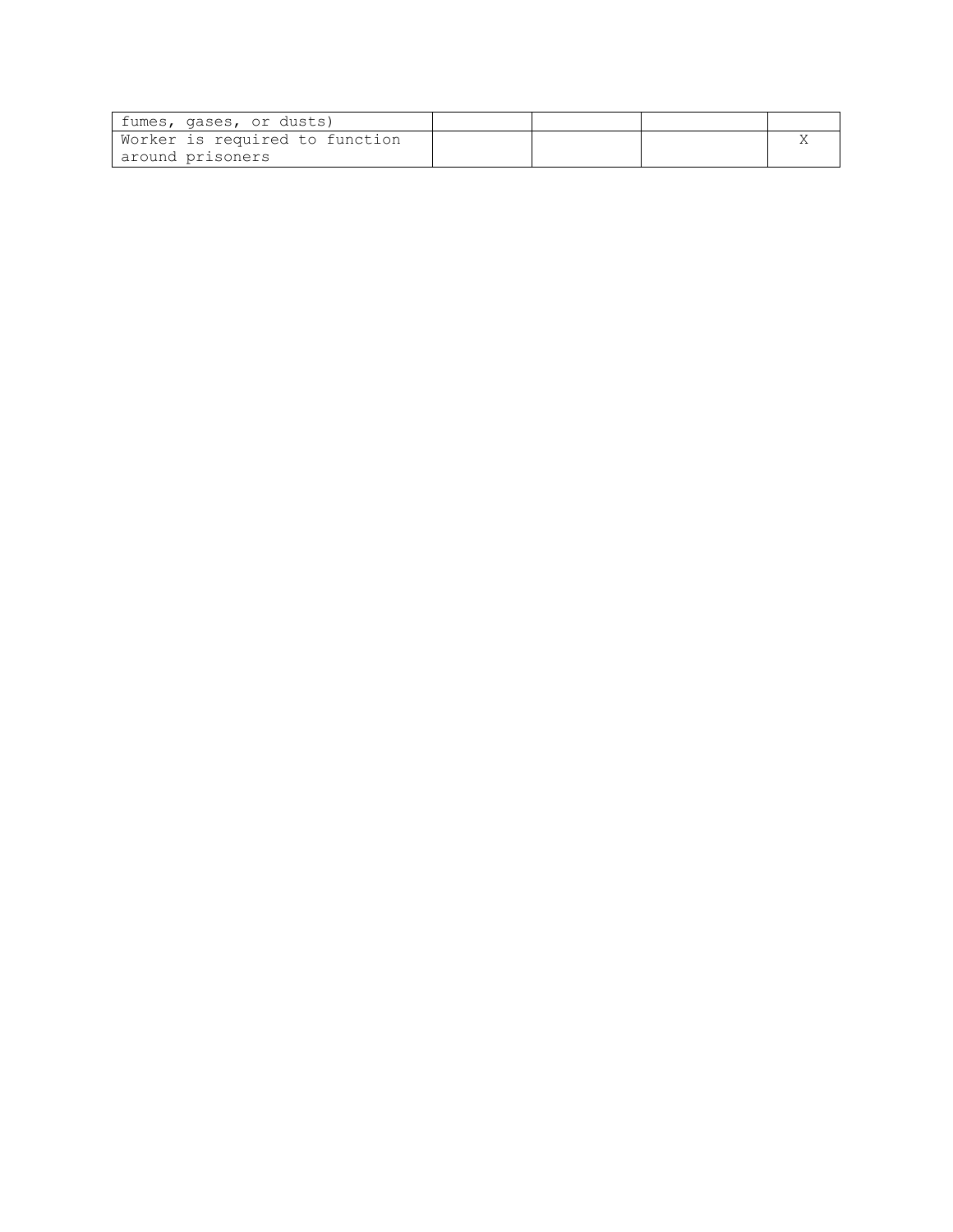| | | | | |
|---|---|---|---|---|
| fumes, gases, or dusts) | | | | |
| Worker is required to function around prisoners | | | | X |